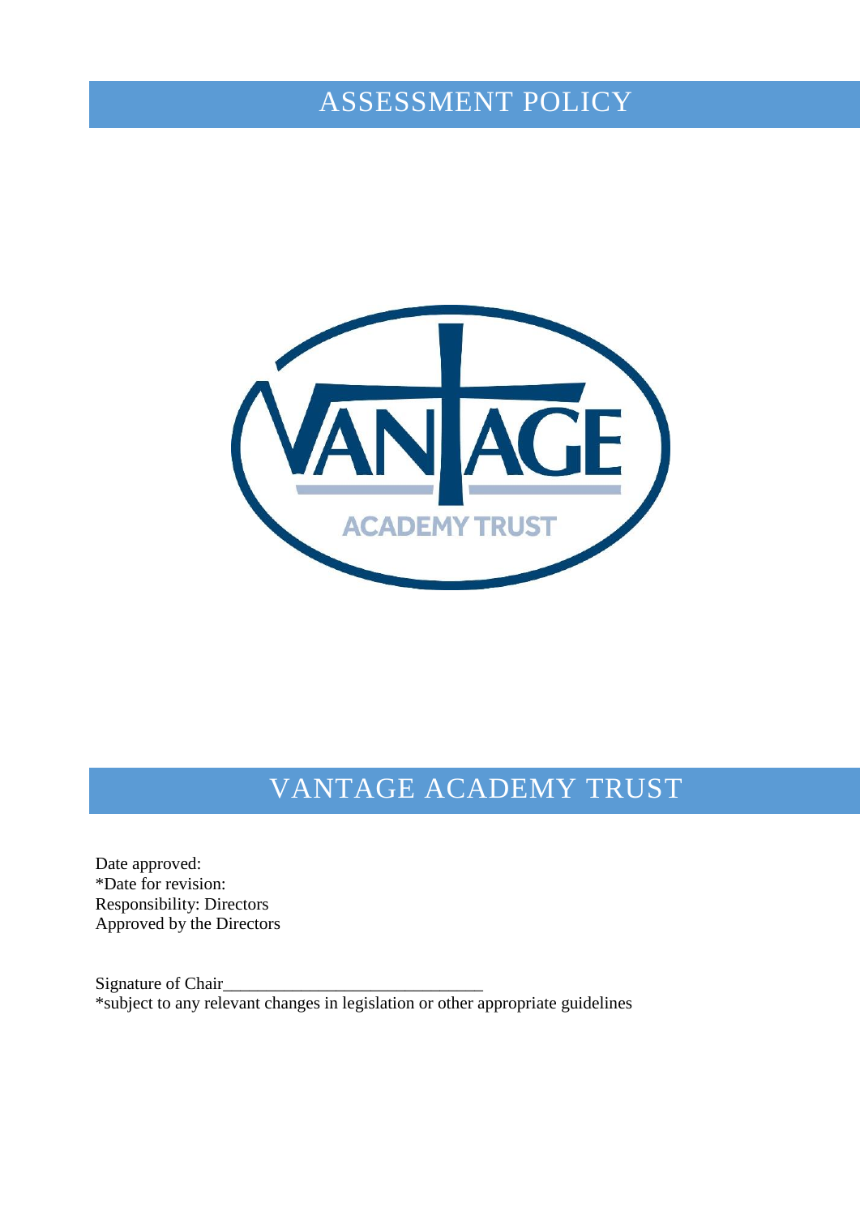# ASSESSMENT POLICY

# VANTAGE ACADEMY TRUST

Date approved:
*Date for revision:
Responsibility: Directors
Approved by the Directors

Signature of Chair______________________________
*subject to any relevant changes in legislation or other appropriate guidelines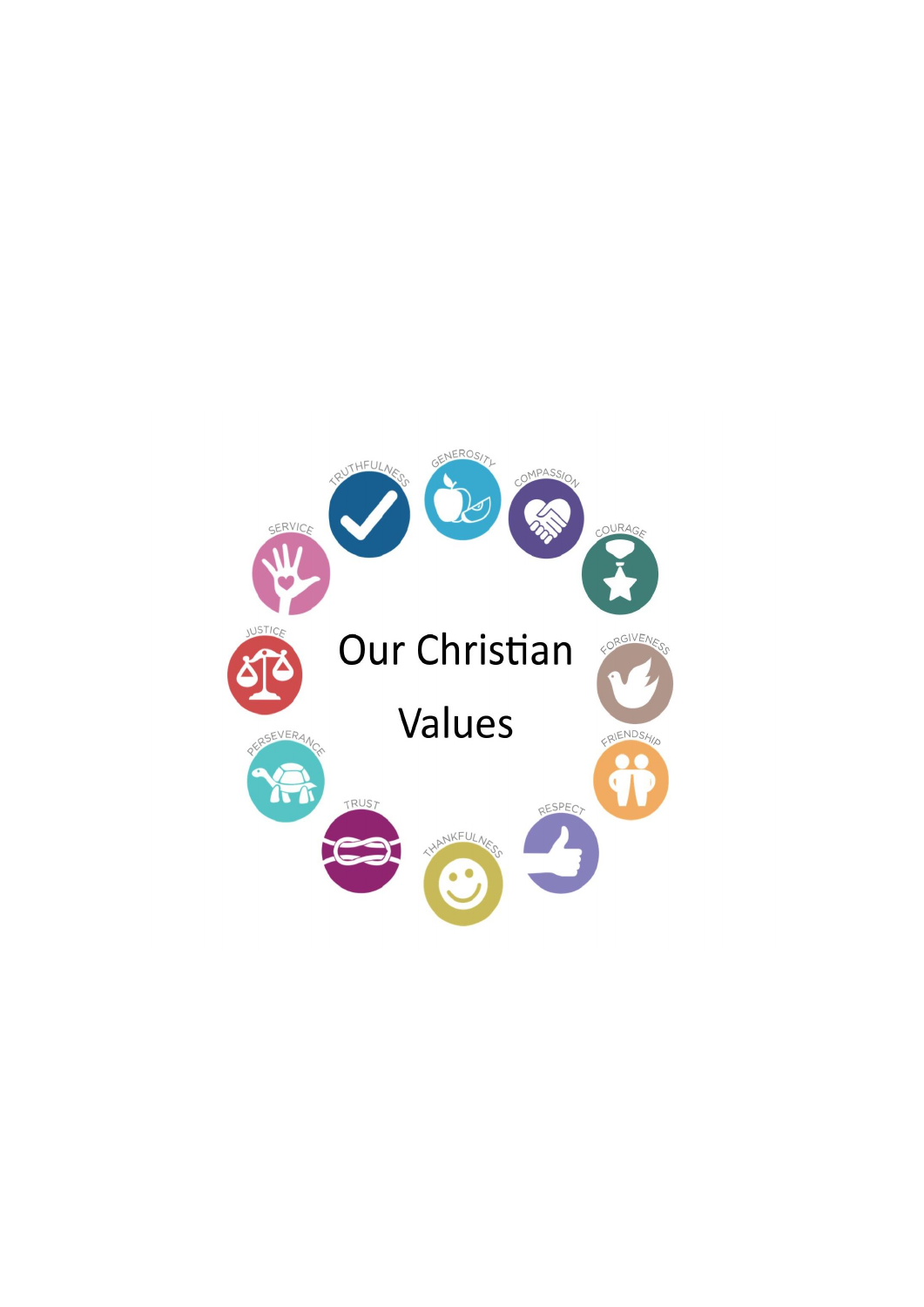# Our Christian Values

TRUTHFULNESS

GENEROSITY

COMPASSION

COURAGE

FORGIVENESS

FRIENDSHIP

RESPECT

THANKFULNESS

TRUST

PERSEVERANCE

JUSTICE

SERVICE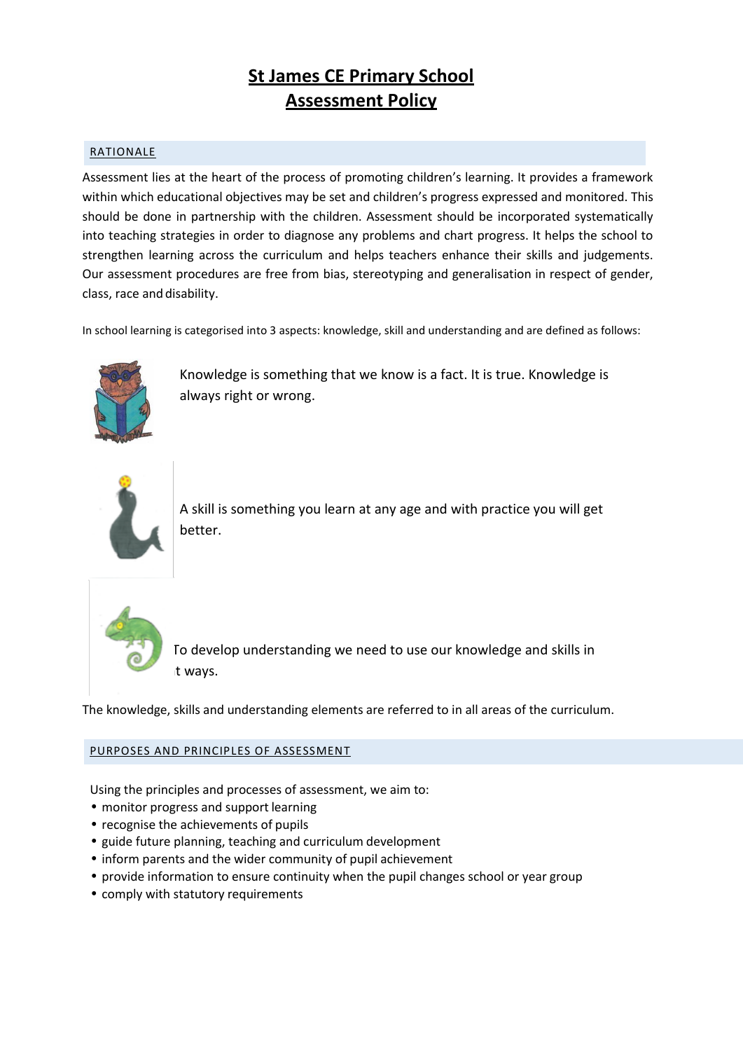# St James CE Primary School
# Assessment Policy

## RATIONALE

Assessment lies at the heart of the process of promoting children's learning. It provides a framework within which educational objectives may be set and children's progress expressed and monitored. This should be done in partnership with the children. Assessment should be incorporated systematically into teaching strategies in order to diagnose any problems and chart progress. It helps the school to strengthen learning across the curriculum and helps teachers enhance their skills and judgements. Our assessment procedures are free from bias, stereotyping and generalisation in respect of gender, class, race and disability.

In school learning is categorised into 3 aspects: knowledge, skill and understanding and are defined as follows:

Knowledge is something that we know is a fact. It is true. Knowledge is always right or wrong.

A skill is something you learn at any age and with practice you will get better.

To develop understanding we need to use our knowledge and skills in t ways.

The knowledge, skills and understanding elements are referred to in all areas of the curriculum.

## PURPOSES AND PRINCIPLES OF ASSESSMENT

Using the principles and processes of assessment, we aim to:

- monitor progress and support learning
- recognise the achievements of pupils
- guide future planning, teaching and curriculum development
- inform parents and the wider community of pupil achievement
- provide information to ensure continuity when the pupil changes school or year group
- comply with statutory requirements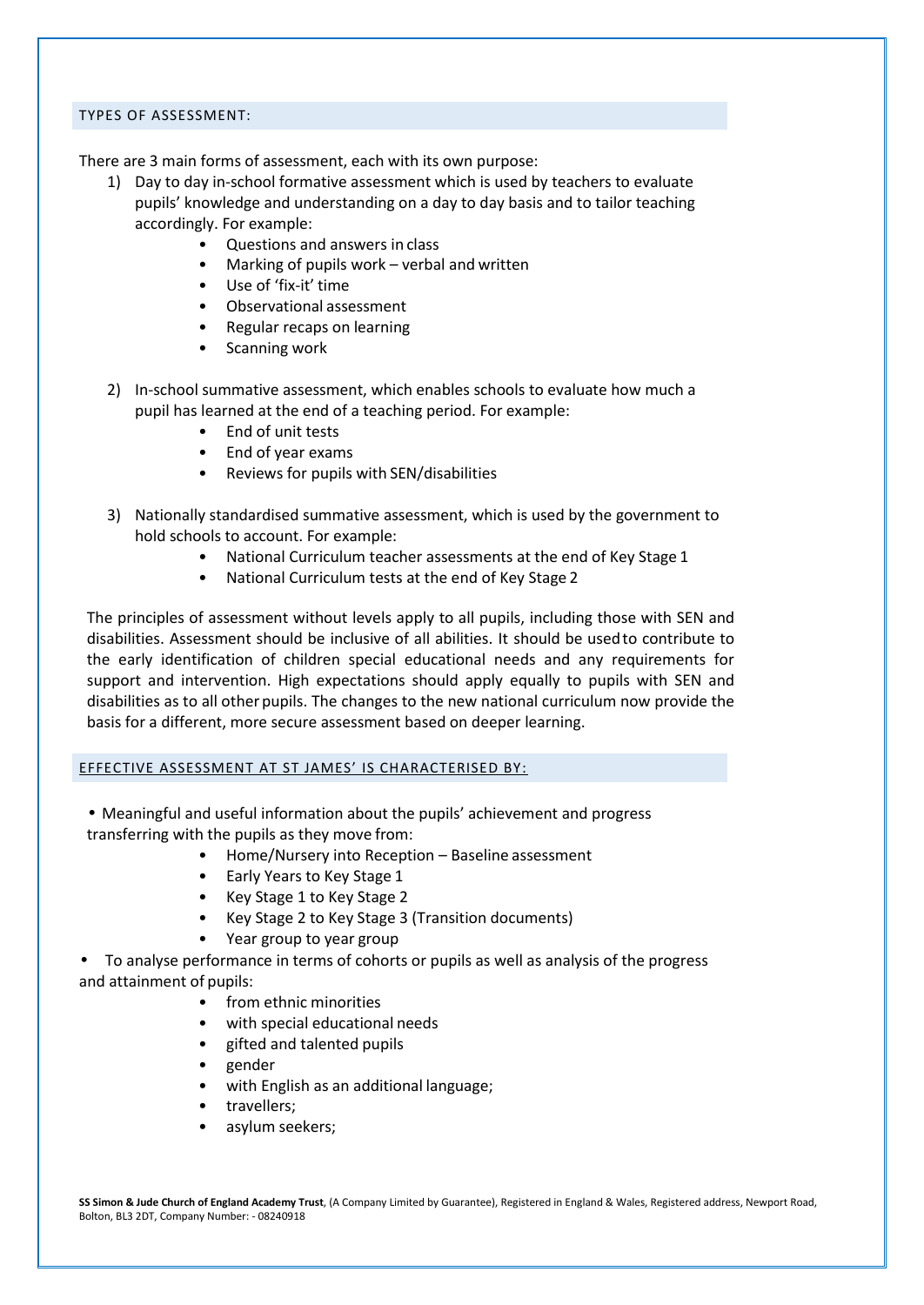## TYPES OF ASSESSMENT:

There are 3 main forms of assessment, each with its own purpose:

1) Day to day in-school formative assessment which is used by teachers to evaluate pupils' knowledge and understanding on a day to day basis and to tailor teaching accordingly. For example:
   - Questions and answers in class
   - Marking of pupils work – verbal and written
   - Use of 'fix-it' time
   - Observational assessment
   - Regular recaps on learning
   - Scanning work

2) In-school summative assessment, which enables schools to evaluate how much a pupil has learned at the end of a teaching period. For example:
   - End of unit tests
   - End of year exams
   - Reviews for pupils with SEN/disabilities

3) Nationally standardised summative assessment, which is used by the government to hold schools to account. For example:
   - National Curriculum teacher assessments at the end of Key Stage 1
   - National Curriculum tests at the end of Key Stage 2

The principles of assessment without levels apply to all pupils, including those with SEN and disabilities. Assessment should be inclusive of all abilities. It should be used to contribute to the early identification of children special educational needs and any requirements for support and intervention. High expectations should apply equally to pupils with SEN and disabilities as to all other pupils. The changes to the new national curriculum now provide the basis for a different, more secure assessment based on deeper learning.

## EFFECTIVE ASSESSMENT AT ST JAMES' IS CHARACTERISED BY:

- Meaningful and useful information about the pupils' achievement and progress transferring with the pupils as they move from:
  - Home/Nursery into Reception – Baseline assessment
  - Early Years to Key Stage 1
  - Key Stage 1 to Key Stage 2
  - Key Stage 2 to Key Stage 3 (Transition documents)
  - Year group to year group
- To analyse performance in terms of cohorts or pupils as well as analysis of the progress and attainment of pupils:
  - from ethnic minorities
  - with special educational needs
  - gifted and talented pupils
  - gender
  - with English as an additional language;
  - travellers;
  - asylum seekers;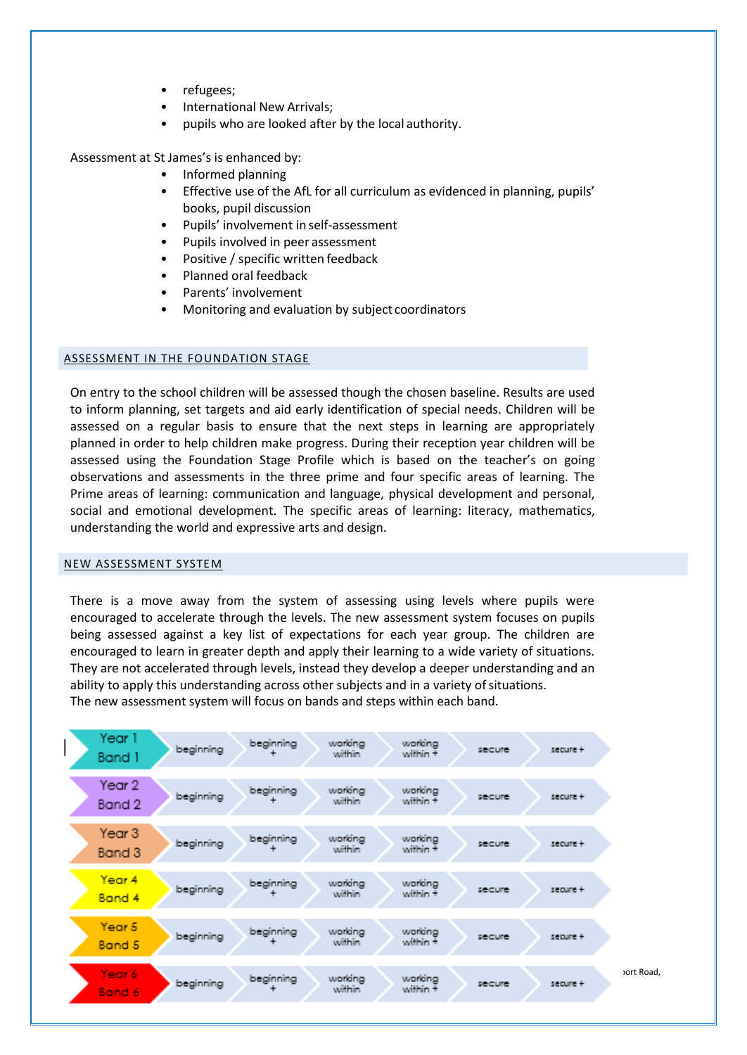- refugees;
- International New Arrivals;
- pupils who are looked after by the local authority.

Assessment at St James's is enhanced by:

- Informed planning
- Effective use of the AfL for all curriculum as evidenced in planning, pupils' books, pupil discussion
- Pupils' involvement in self-assessment
- Pupils involved in peer assessment
- Positive / specific written feedback
- Planned oral feedback
- Parents' involvement
- Monitoring and evaluation by subject coordinators

## ASSESSMENT IN THE FOUNDATION STAGE

On entry to the school children will be assessed though the chosen baseline. Results are used to inform planning, set targets and aid early identification of special needs. Children will be assessed on a regular basis to ensure that the next steps in learning are appropriately planned in order to help children make progress. During their reception year children will be assessed using the Foundation Stage Profile which is based on the teacher's on going observations and assessments in the three prime and four specific areas of learning. The Prime areas of learning: communication and language, physical development and personal, social and emotional development. The specific areas of learning: literacy, mathematics, understanding the world and expressive arts and design.

## NEW ASSESSMENT SYSTEM

There is a move away from the system of assessing using levels where pupils were encouraged to accelerate through the levels. The new assessment system focuses on pupils being assessed against a key list of expectations for each year group. The children are encouraged to learn in greater depth and apply their learning to a wide variety of situations. They are not accelerated through levels, instead they develop a deeper understanding and an ability to apply this understanding across other subjects and in a variety of situations.
The new assessment system will focus on bands and steps within each band.

| | | | | | | |
|---|---|---|---|---|---|---|
| Year 1 Band 1 | beginning | beginning + | working within | working within + | secure | secure + |
| Year 2 Band 2 | beginning | beginning + | working within | working within + | secure | secure + |
| Year 3 Band 3 | beginning | beginning + | working within | working within + | secure | secure + |
| Year 4 Band 4 | beginning | beginning + | working within | working within + | secure | secure + |
| Year 5 Band 5 | beginning | beginning + | working within | working within + | secure | secure + |
| Year 6 Band 6 | beginning | beginning + | working within | working within + | secure | secure + |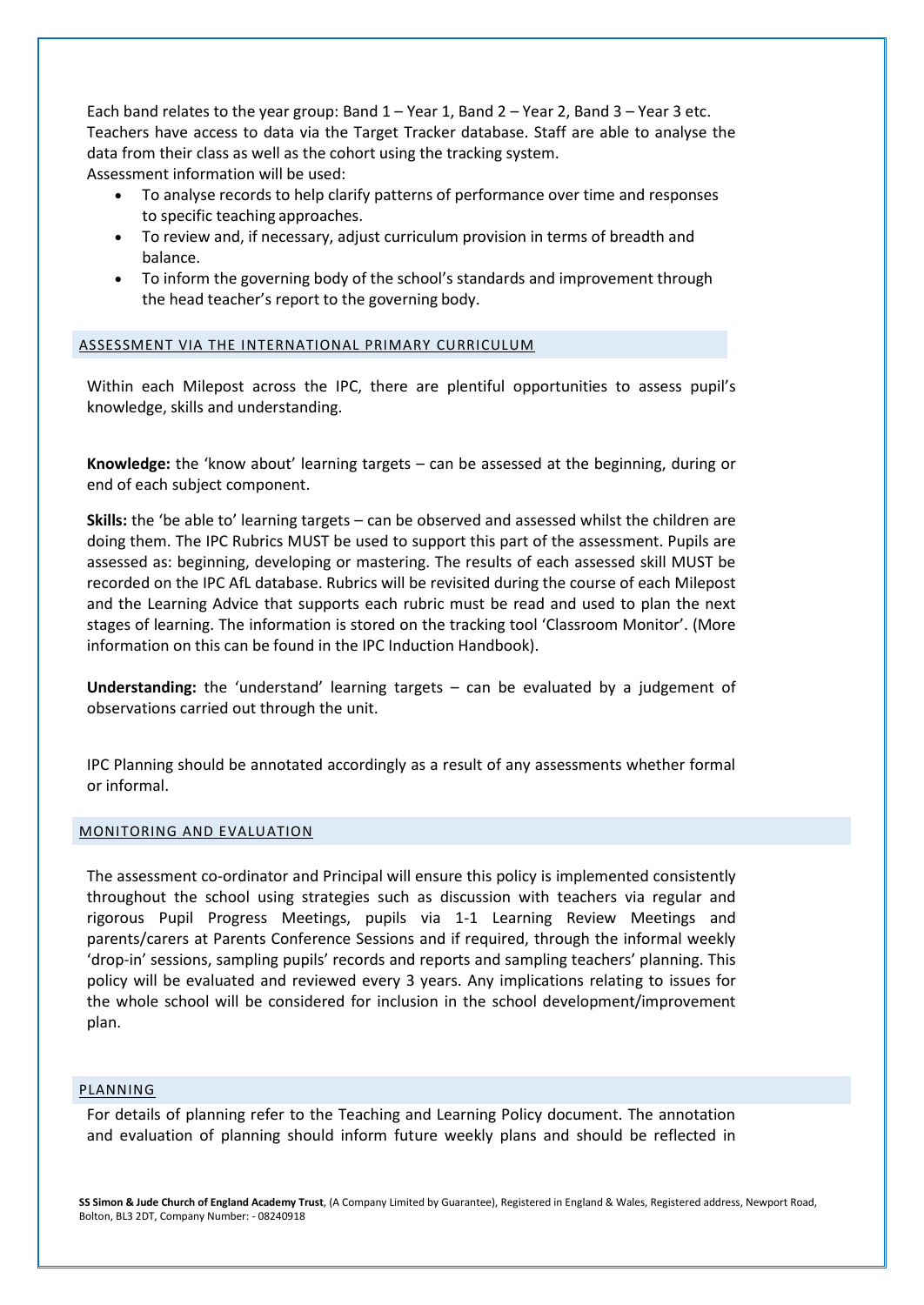Each band relates to the year group: Band 1 – Year 1, Band 2 – Year 2, Band 3 – Year 3 etc. Teachers have access to data via the Target Tracker database. Staff are able to analyse the data from their class as well as the cohort using the tracking system.
Assessment information will be used:

- To analyse records to help clarify patterns of performance over time and responses to specific teaching approaches.
- To review and, if necessary, adjust curriculum provision in terms of breadth and balance.
- To inform the governing body of the school's standards and improvement through the head teacher's report to the governing body.

## ASSESSMENT VIA THE INTERNATIONAL PRIMARY CURRICULUM

Within each Milepost across the IPC, there are plentiful opportunities to assess pupil's knowledge, skills and understanding.

**Knowledge:** the 'know about' learning targets – can be assessed at the beginning, during or end of each subject component.

**Skills:** the 'be able to' learning targets – can be observed and assessed whilst the children are doing them. The IPC Rubrics MUST be used to support this part of the assessment. Pupils are assessed as: beginning, developing or mastering. The results of each assessed skill MUST be recorded on the IPC AfL database. Rubrics will be revisited during the course of each Milepost and the Learning Advice that supports each rubric must be read and used to plan the next stages of learning. The information is stored on the tracking tool 'Classroom Monitor'. (More information on this can be found in the IPC Induction Handbook).

**Understanding:** the 'understand' learning targets – can be evaluated by a judgement of observations carried out through the unit.

IPC Planning should be annotated accordingly as a result of any assessments whether formal or informal.

## MONITORING AND EVALUATION

The assessment co-ordinator and Principal will ensure this policy is implemented consistently throughout the school using strategies such as discussion with teachers via regular and rigorous Pupil Progress Meetings, pupils via 1-1 Learning Review Meetings and parents/carers at Parents Conference Sessions and if required, through the informal weekly 'drop-in' sessions, sampling pupils' records and reports and sampling teachers' planning. This policy will be evaluated and reviewed every 3 years. Any implications relating to issues for the whole school will be considered for inclusion in the school development/improvement plan.

## PLANNING

For details of planning refer to the Teaching and Learning Policy document. The annotation and evaluation of planning should inform future weekly plans and should be reflected in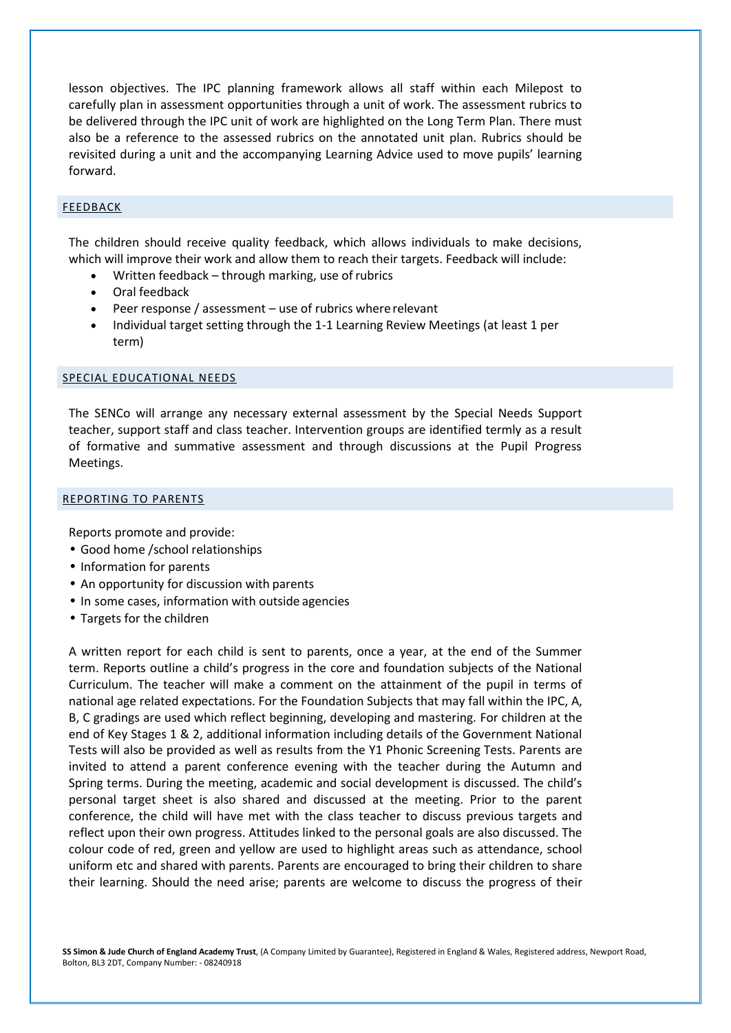lesson objectives. The IPC planning framework allows all staff within each Milepost to carefully plan in assessment opportunities through a unit of work. The assessment rubrics to be delivered through the IPC unit of work are highlighted on the Long Term Plan. There must also be a reference to the assessed rubrics on the annotated unit plan. Rubrics should be revisited during a unit and the accompanying Learning Advice used to move pupils' learning forward.

## FEEDBACK

The children should receive quality feedback, which allows individuals to make decisions, which will improve their work and allow them to reach their targets. Feedback will include:

- Written feedback – through marking, use of rubrics
- Oral feedback
- Peer response / assessment – use of rubrics where relevant
- Individual target setting through the 1-1 Learning Review Meetings (at least 1 per term)

## SPECIAL EDUCATIONAL NEEDS

The SENCo will arrange any necessary external assessment by the Special Needs Support teacher, support staff and class teacher. Intervention groups are identified termly as a result of formative and summative assessment and through discussions at the Pupil Progress Meetings.

## REPORTING TO PARENTS

Reports promote and provide:

- Good home /school relationships
- Information for parents
- An opportunity for discussion with parents
- In some cases, information with outside agencies
- Targets for the children

A written report for each child is sent to parents, once a year, at the end of the Summer term. Reports outline a child's progress in the core and foundation subjects of the National Curriculum. The teacher will make a comment on the attainment of the pupil in terms of national age related expectations. For the Foundation Subjects that may fall within the IPC, A, B, C gradings are used which reflect beginning, developing and mastering. For children at the end of Key Stages 1 & 2, additional information including details of the Government National Tests will also be provided as well as results from the Y1 Phonic Screening Tests. Parents are invited to attend a parent conference evening with the teacher during the Autumn and Spring terms. During the meeting, academic and social development is discussed. The child's personal target sheet is also shared and discussed at the meeting. Prior to the parent conference, the child will have met with the class teacher to discuss previous targets and reflect upon their own progress. Attitudes linked to the personal goals are also discussed. The colour code of red, green and yellow are used to highlight areas such as attendance, school uniform etc and shared with parents. Parents are encouraged to bring their children to share their learning. Should the need arise; parents are welcome to discuss the progress of their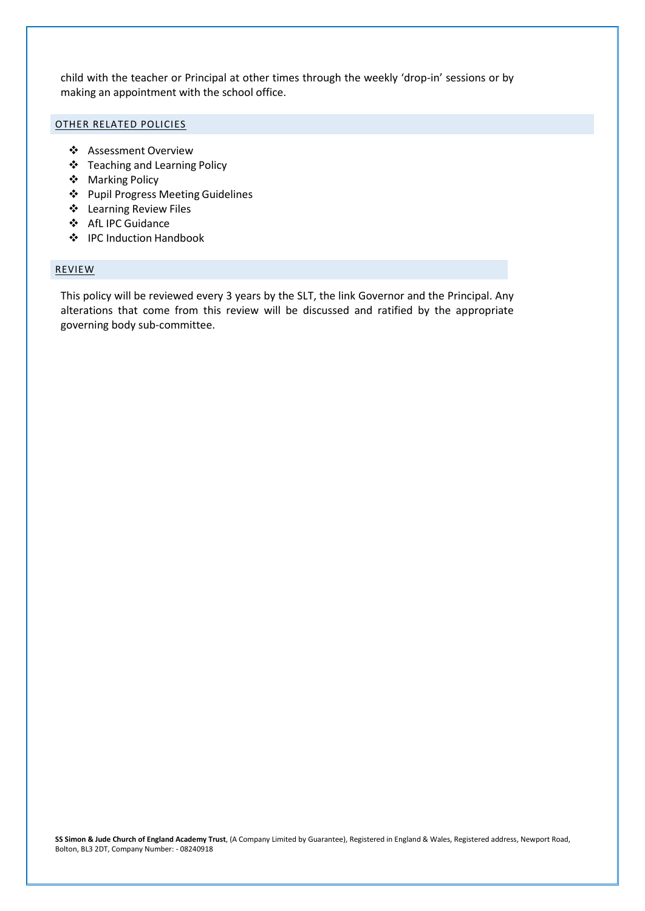child with the teacher or Principal at other times through the weekly 'drop-in' sessions or by making an appointment with the school office.

## OTHER RELATED POLICIES

- Assessment Overview
- Teaching and Learning Policy
- Marking Policy
- Pupil Progress Meeting Guidelines
- Learning Review Files
- AfL IPC Guidance
- IPC Induction Handbook

## REVIEW

This policy will be reviewed every 3 years by the SLT, the link Governor and the Principal. Any alterations that come from this review will be discussed and ratified by the appropriate governing body sub-committee.